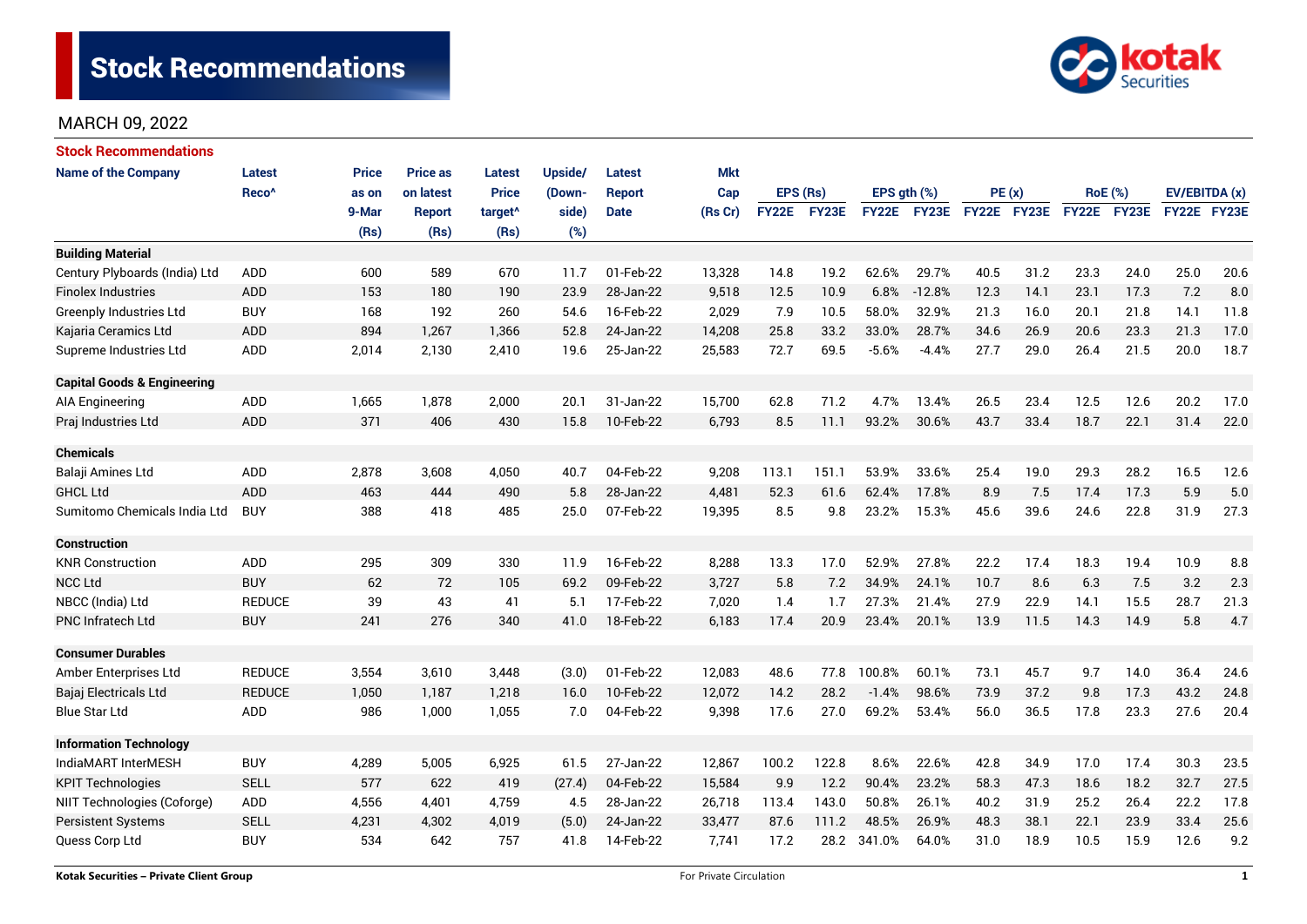# Stock Recommendations

MARCH 09, 2022

## Stock Recommendations

| Name of the Company | Latest Reco^ | Price as on 9-Mar (Rs) | Price as on latest Report (Rs) | Latest Price target^ (Rs) | Upside/ (Down-side) (%) | Latest Report Date | Mkt Cap (Rs Cr) | EPS (Rs) | | EPS gth (%) | | PE (x) | | RoE (%) | | EV/EBITDA (x) | |
|---|---|---|---|---|---|---|---|---|---|---|---|---|---|---|---|---|---|
| | | | | | | | | FY22E | FY23E | FY22E | FY23E | FY22E | FY23E | FY22E | FY23E | FY22E | FY23E |
| **Building Material** | | | | | | | | | | | | | | | | | |
| Century Plyboards (India) Ltd | ADD | 600 | 589 | 670 | 11.7 | 01-Feb-22 | 13,328 | 14.8 | 19.2 | 62.6% | 29.7% | 40.5 | 31.2 | 23.3 | 24.0 | 25.0 | 20.6 |
| Finolex Industries | ADD | 153 | 180 | 190 | 23.9 | 28-Jan-22 | 9,518 | 12.5 | 10.9 | 6.8% | -12.8% | 12.3 | 14.1 | 23.1 | 17.3 | 7.2 | 8.0 |
| Greenply Industries Ltd | BUY | 168 | 192 | 260 | 54.6 | 16-Feb-22 | 2,029 | 7.9 | 10.5 | 58.0% | 32.9% | 21.3 | 16.0 | 20.1 | 21.8 | 14.1 | 11.8 |
| Kajaria Ceramics Ltd | ADD | 894 | 1,267 | 1,366 | 52.8 | 24-Jan-22 | 14,208 | 25.8 | 33.2 | 33.0% | 28.7% | 34.6 | 26.9 | 20.6 | 23.3 | 21.3 | 17.0 |
| Supreme Industries Ltd | ADD | 2,014 | 2,130 | 2,410 | 19.6 | 25-Jan-22 | 25,583 | 72.7 | 69.5 | -5.6% | -4.4% | 27.7 | 29.0 | 26.4 | 21.5 | 20.0 | 18.7 |
| **Capital Goods & Engineering** | | | | | | | | | | | | | | | | | |
| AIA Engineering | ADD | 1,665 | 1,878 | 2,000 | 20.1 | 31-Jan-22 | 15,700 | 62.8 | 71.2 | 4.7% | 13.4% | 26.5 | 23.4 | 12.5 | 12.6 | 20.2 | 17.0 |
| Praj Industries Ltd | ADD | 371 | 406 | 430 | 15.8 | 10-Feb-22 | 6,793 | 8.5 | 11.1 | 93.2% | 30.6% | 43.7 | 33.4 | 18.7 | 22.1 | 31.4 | 22.0 |
| **Chemicals** | | | | | | | | | | | | | | | | | |
| Balaji Amines Ltd | ADD | 2,878 | 3,608 | 4,050 | 40.7 | 04-Feb-22 | 9,208 | 113.1 | 151.1 | 53.9% | 33.6% | 25.4 | 19.0 | 29.3 | 28.2 | 16.5 | 12.6 |
| GHCL Ltd | ADD | 463 | 444 | 490 | 5.8 | 28-Jan-22 | 4,481 | 52.3 | 61.6 | 62.4% | 17.8% | 8.9 | 7.5 | 17.4 | 17.3 | 5.9 | 5.0 |
| Sumitomo Chemicals India Ltd | BUY | 388 | 418 | 485 | 25.0 | 07-Feb-22 | 19,395 | 8.5 | 9.8 | 23.2% | 15.3% | 45.6 | 39.6 | 24.6 | 22.8 | 31.9 | 27.3 |
| **Construction** | | | | | | | | | | | | | | | | | |
| KNR Construction | ADD | 295 | 309 | 330 | 11.9 | 16-Feb-22 | 8,288 | 13.3 | 17.0 | 52.9% | 27.8% | 22.2 | 17.4 | 18.3 | 19.4 | 10.9 | 8.8 |
| NCC Ltd | BUY | 62 | 72 | 105 | 69.2 | 09-Feb-22 | 3,727 | 5.8 | 7.2 | 34.9% | 24.1% | 10.7 | 8.6 | 6.3 | 7.5 | 3.2 | 2.3 |
| NBCC (India) Ltd | REDUCE | 39 | 43 | 41 | 5.1 | 17-Feb-22 | 7,020 | 1.4 | 1.7 | 27.3% | 21.4% | 27.9 | 22.9 | 14.1 | 15.5 | 28.7 | 21.3 |
| PNC Infratech Ltd | BUY | 241 | 276 | 340 | 41.0 | 18-Feb-22 | 6,183 | 17.4 | 20.9 | 23.4% | 20.1% | 13.9 | 11.5 | 14.3 | 14.9 | 5.8 | 4.7 |
| **Consumer Durables** | | | | | | | | | | | | | | | | | |
| Amber Enterprises Ltd | REDUCE | 3,554 | 3,610 | 3,448 | (3.0) | 01-Feb-22 | 12,083 | 48.6 | 77.8 | 100.8% | 60.1% | 73.1 | 45.7 | 9.7 | 14.0 | 36.4 | 24.6 |
| Bajaj Electricals Ltd | REDUCE | 1,050 | 1,187 | 1,218 | 16.0 | 10-Feb-22 | 12,072 | 14.2 | 28.2 | -1.4% | 98.6% | 73.9 | 37.2 | 9.8 | 17.3 | 43.2 | 24.8 |
| Blue Star Ltd | ADD | 986 | 1,000 | 1,055 | 7.0 | 04-Feb-22 | 9,398 | 17.6 | 27.0 | 69.2% | 53.4% | 56.0 | 36.5 | 17.8 | 23.3 | 27.6 | 20.4 |
| **Information Technology** | | | | | | | | | | | | | | | | | |
| IndiaMART InterMESH | BUY | 4,289 | 5,005 | 6,925 | 61.5 | 27-Jan-22 | 12,867 | 100.2 | 122.8 | 8.6% | 22.6% | 42.8 | 34.9 | 17.0 | 17.4 | 30.3 | 23.5 |
| KPIT Technologies | SELL | 577 | 622 | 419 | (27.4) | 04-Feb-22 | 15,584 | 9.9 | 12.2 | 90.4% | 23.2% | 58.3 | 47.3 | 18.6 | 18.2 | 32.7 | 27.5 |
| NIIT Technologies (Coforge) | ADD | 4,556 | 4,401 | 4,759 | 4.5 | 28-Jan-22 | 26,718 | 113.4 | 143.0 | 50.8% | 26.1% | 40.2 | 31.9 | 25.2 | 26.4 | 22.2 | 17.8 |
| Persistent Systems | SELL | 4,231 | 4,302 | 4,019 | (5.0) | 24-Jan-22 | 33,477 | 87.6 | 111.2 | 48.5% | 26.9% | 48.3 | 38.1 | 22.1 | 23.9 | 33.4 | 25.6 |
| Quess Corp Ltd | BUY | 534 | 642 | 757 | 41.8 | 14-Feb-22 | 7,741 | 17.2 | 28.2 | 341.0% | 64.0% | 31.0 | 18.9 | 10.5 | 15.9 | 12.6 | 9.2 |

Kotak Securities – Private Client Group

For Private Circulation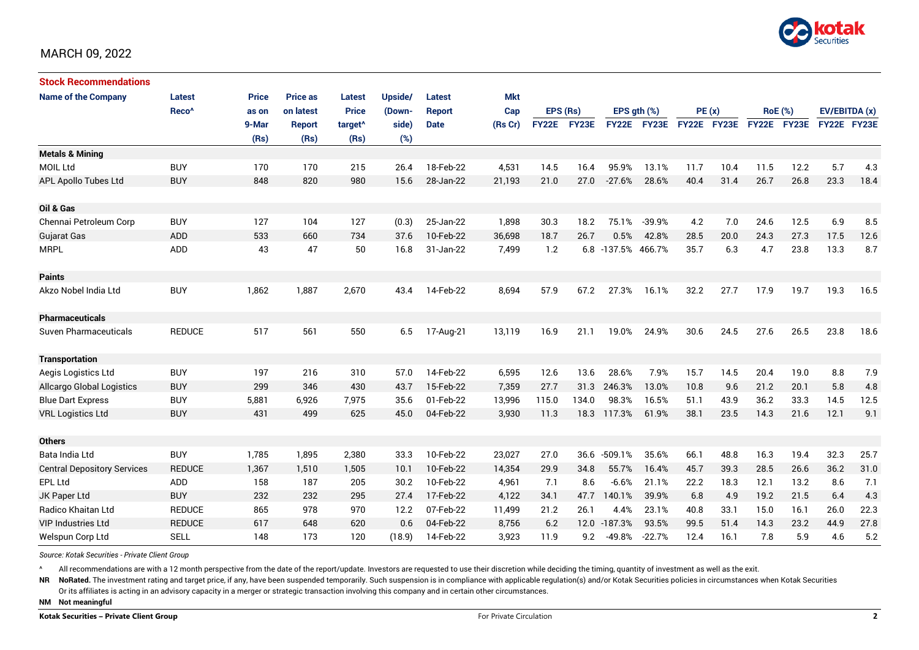MARCH 09, 2022

**Stock Recommendations**

| Name of the Company | Latest Reco^ | Price as on 9-Mar (Rs) | Price as on latest Report (Rs) | Latest Price target^ (Rs) | Upside/ (Down-side) (%) | Latest Report Date | Mkt Cap (Rs Cr) | EPS (Rs) | | EPS gth (%) | | PE (x) | | RoE (%) | | EV/EBITDA (x) | |
|---|---|---|---|---|---|---|---|---|---|---|---|---|---|---|---|---|---|
| | | | | | | | | FY22E | FY23E | FY22E | FY23E | FY22E | FY23E | FY22E | FY23E | FY22E | FY23E |
| **Metals & Mining** | | | | | | | | | | | | | | | | | |
| MOIL Ltd | BUY | 170 | 170 | 215 | 26.4 | 18-Feb-22 | 4,531 | 14.5 | 16.4 | 95.9% | 13.1% | 11.7 | 10.4 | 11.5 | 12.2 | 5.7 | 4.3 |
| APL Apollo Tubes Ltd | BUY | 848 | 820 | 980 | 15.6 | 28-Jan-22 | 21,193 | 21.0 | 27.0 | -27.6% | 28.6% | 40.4 | 31.4 | 26.7 | 26.8 | 23.3 | 18.4 |
| **Oil & Gas** | | | | | | | | | | | | | | | | | |
| Chennai Petroleum Corp | BUY | 127 | 104 | 127 | (0.3) | 25-Jan-22 | 1,898 | 30.3 | 18.2 | 75.1% | -39.9% | 4.2 | 7.0 | 24.6 | 12.5 | 6.9 | 8.5 |
| Gujarat Gas | ADD | 533 | 660 | 734 | 37.6 | 10-Feb-22 | 36,698 | 18.7 | 26.7 | 0.5% | 42.8% | 28.5 | 20.0 | 24.3 | 27.3 | 17.5 | 12.6 |
| MRPL | ADD | 43 | 47 | 50 | 16.8 | 31-Jan-22 | 7,499 | 1.2 | 6.8 | -137.5% | 466.7% | 35.7 | 6.3 | 4.7 | 23.8 | 13.3 | 8.7 |
| **Paints** | | | | | | | | | | | | | | | | | |
| Akzo Nobel India Ltd | BUY | 1,862 | 1,887 | 2,670 | 43.4 | 14-Feb-22 | 8,694 | 57.9 | 67.2 | 27.3% | 16.1% | 32.2 | 27.7 | 17.9 | 19.7 | 19.3 | 16.5 |
| **Pharmaceuticals** | | | | | | | | | | | | | | | | | |
| Suven Pharmaceuticals | REDUCE | 517 | 561 | 550 | 6.5 | 17-Aug-21 | 13,119 | 16.9 | 21.1 | 19.0% | 24.9% | 30.6 | 24.5 | 27.6 | 26.5 | 23.8 | 18.6 |
| **Transportation** | | | | | | | | | | | | | | | | | |
| Aegis Logistics Ltd | BUY | 197 | 216 | 310 | 57.0 | 14-Feb-22 | 6,595 | 12.6 | 13.6 | 28.6% | 7.9% | 15.7 | 14.5 | 20.4 | 19.0 | 8.8 | 7.9 |
| Allcargo Global Logistics | BUY | 299 | 346 | 430 | 43.7 | 15-Feb-22 | 7,359 | 27.7 | 31.3 | 246.3% | 13.0% | 10.8 | 9.6 | 21.2 | 20.1 | 5.8 | 4.8 |
| Blue Dart Express | BUY | 5,881 | 6,926 | 7,975 | 35.6 | 01-Feb-22 | 13,996 | 115.0 | 134.0 | 98.3% | 16.5% | 51.1 | 43.9 | 36.2 | 33.3 | 14.5 | 12.5 |
| VRL Logistics Ltd | BUY | 431 | 499 | 625 | 45.0 | 04-Feb-22 | 3,930 | 11.3 | 18.3 | 117.3% | 61.9% | 38.1 | 23.5 | 14.3 | 21.6 | 12.1 | 9.1 |
| **Others** | | | | | | | | | | | | | | | | | |
| Bata India Ltd | BUY | 1,785 | 1,895 | 2,380 | 33.3 | 10-Feb-22 | 23,027 | 27.0 | 36.6 | -509.1% | 35.6% | 66.1 | 48.8 | 16.3 | 19.4 | 32.3 | 25.7 |
| Central Depository Services | REDUCE | 1,367 | 1,510 | 1,505 | 10.1 | 10-Feb-22 | 14,354 | 29.9 | 34.8 | 55.7% | 16.4% | 45.7 | 39.3 | 28.5 | 26.6 | 36.2 | 31.0 |
| EPL Ltd | ADD | 158 | 187 | 205 | 30.2 | 10-Feb-22 | 4,961 | 7.1 | 8.6 | -6.6% | 21.1% | 22.2 | 18.3 | 12.1 | 13.2 | 8.6 | 7.1 |
| JK Paper Ltd | BUY | 232 | 232 | 295 | 27.4 | 17-Feb-22 | 4,122 | 34.1 | 47.7 | 140.1% | 39.9% | 6.8 | 4.9 | 19.2 | 21.5 | 6.4 | 4.3 |
| Radico Khaitan Ltd | REDUCE | 865 | 978 | 970 | 12.2 | 07-Feb-22 | 11,499 | 21.2 | 26.1 | 4.4% | 23.1% | 40.8 | 33.1 | 15.0 | 16.1 | 26.0 | 22.3 |
| VIP Industries Ltd | REDUCE | 617 | 648 | 620 | 0.6 | 04-Feb-22 | 8,756 | 6.2 | 12.0 | -187.3% | 93.5% | 99.5 | 51.4 | 14.3 | 23.2 | 44.9 | 27.8 |
| Welspun Corp Ltd | SELL | 148 | 173 | 120 | (18.9) | 14-Feb-22 | 3,923 | 11.9 | 9.2 | -49.8% | -22.7% | 12.4 | 16.1 | 7.8 | 5.9 | 4.6 | 5.2 |

*Source: Kotak Securities - Private Client Group*

^ All recommendations are with a 12 month perspective from the date of the report/update. Investors are requested to use their discretion while deciding the timing, quantity of investment as well as the exit.

**NR** **NoRated.** The investment rating and target price, if any, have been suspended temporarily. Such suspension is in compliance with applicable regulation(s) and/or Kotak Securities policies in circumstances when Kotak Securities Or its affiliates is acting in an advisory capacity in a merger or strategic transaction involving this company and in certain other circumstances.

**NM** **Not meaningful**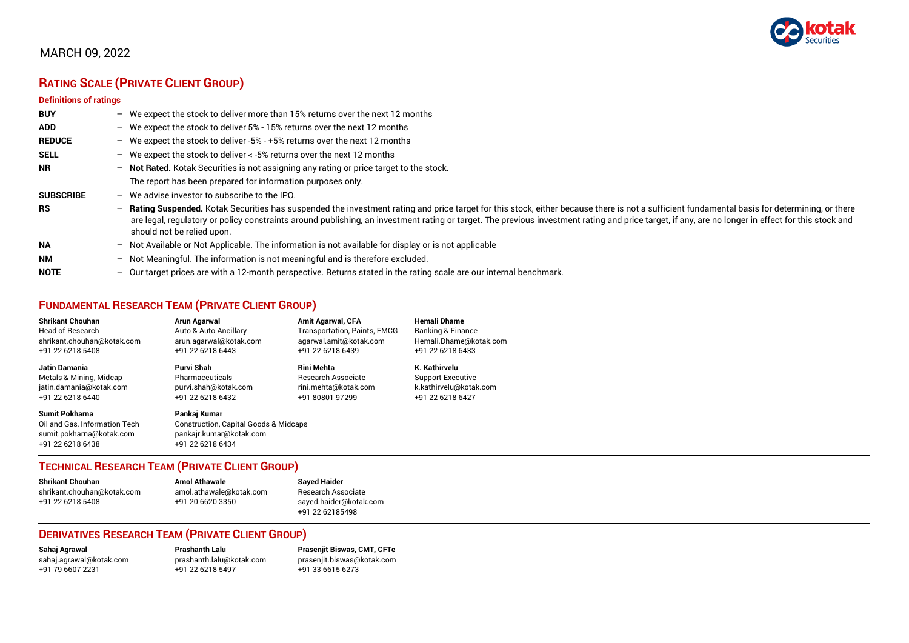MARCH 09, 2022

## RATING SCALE (PRIVATE CLIENT GROUP)

### Definitions of ratings

| | |
|---|---|
| **BUY** | – We expect the stock to deliver more than 15% returns over the next 12 months |
| **ADD** | – We expect the stock to deliver 5% - 15% returns over the next 12 months |
| **REDUCE** | – We expect the stock to deliver -5% - +5% returns over the next 12 months |
| **SELL** | – We expect the stock to deliver < -5% returns over the next 12 months |
| **NR** | – **Not Rated.** Kotak Securities is not assigning any rating or price target to the stock. The report has been prepared for information purposes only. |
| **SUBSCRIBE** | – We advise investor to subscribe to the IPO. |
| **RS** | – **Rating Suspended.** Kotak Securities has suspended the investment rating and price target for this stock, either because there is not a sufficient fundamental basis for determining, or there are legal, regulatory or policy constraints around publishing, an investment rating or target. The previous investment rating and price target, if any, are no longer in effect for this stock and should not be relied upon. |
| **NA** | – Not Available or Not Applicable. The information is not available for display or is not applicable |
| **NM** | – Not Meaningful. The information is not meaningful and is therefore excluded. |
| **NOTE** | – Our target prices are with a 12-month perspective. Returns stated in the rating scale are our internal benchmark. |

## FUNDAMENTAL RESEARCH TEAM (PRIVATE CLIENT GROUP)

**Shrikant Chouhan**
Head of Research
shrikant.chouhan@kotak.com
+91 22 6218 5408

**Arun Agarwal**
Auto & Auto Ancillary
arun.agarwal@kotak.com
+91 22 6218 6443

**Amit Agarwal, CFA**
Transportation, Paints, FMCG
agarwal.amit@kotak.com
+91 22 6218 6439

**Hemali Dhame**
Banking & Finance
Hemali.Dhame@kotak.com
+91 22 6218 6433

**Jatin Damania**
Metals & Mining, Midcap
jatin.damania@kotak.com
+91 22 6218 6440

**Purvi Shah**
Pharmaceuticals
purvi.shah@kotak.com
+91 22 6218 6432

**Rini Mehta**
Research Associate
rini.mehta@kotak.com
+91 80801 97299

**K. Kathirvelu**
Support Executive
k.kathirvelu@kotak.com
+91 22 6218 6427

**Sumit Pokharna**
Oil and Gas, Information Tech
sumit.pokharna@kotak.com
+91 22 6218 6438

**Pankaj Kumar**
Construction, Capital Goods & Midcaps
pankajr.kumar@kotak.com
+91 22 6218 6434

## TECHNICAL RESEARCH TEAM (PRIVATE CLIENT GROUP)

**Shrikant Chouhan**
shrikant.chouhan@kotak.com
+91 22 6218 5408

**Amol Athawale**
amol.athawale@kotak.com
+91 20 6620 3350

**Sayed Haider**
Research Associate
sayed.haider@kotak.com
+91 22 62185498

## DERIVATIVES RESEARCH TEAM (PRIVATE CLIENT GROUP)

**Sahaj Agrawal**
sahaj.agrawal@kotak.com
+91 79 6607 2231

**Prashanth Lalu**
prashanth.lalu@kotak.com
+91 22 6218 5497

**Prasenjit Biswas, CMT, CFTe**
prasenjit.biswas@kotak.com
+91 33 6615 6273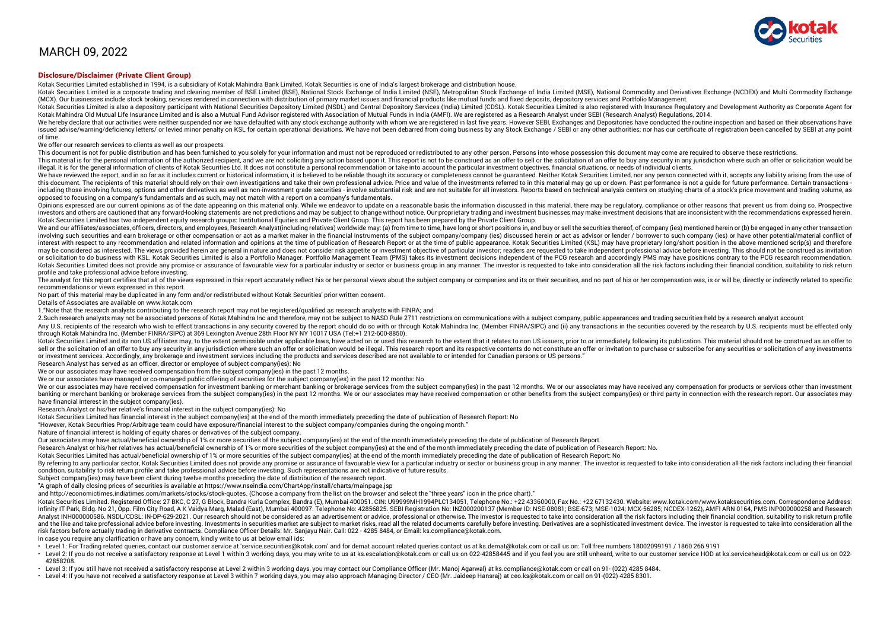MARCH 09, 2022

### Disclosure/Disclaimer (Private Client Group)

Kotak Securities Limited established in 1994, is a subsidiary of Kotak Mahindra Bank Limited. Kotak Securities is one of India's largest brokerage and distribution house.

Kotak Securities Limited is a corporate trading and clearing member of BSE Limited (BSE), National Stock Exchange of India Limited (NSE), Metropolitan Stock Exchange of India Limited (MSE), National Commodity and Derivatives Exchange (NCDEX) and Multi Commodity Exchange (MCX). Our businesses include stock broking, services rendered in connection with distribution of primary market issues and financial products like mutual funds and fixed deposits, depository services and Portfolio Management.

Kotak Securities Limited is also a depository participant with National Securities Depository Limited (NSDL) and Central Depository Services (India) Limited (CDSL). Kotak Securities Limited is also registered with Insurance Regulatory and Development Authority as Corporate Agent for Kotak Mahindra Old Mutual Life Insurance Limited and is also a Mutual Fund Advisor registered with Association of Mutual Funds in India (AMFI). We are registered as a Research Analyst under SEBI (Research Analyst) Regulations, 2014.

We hereby declare that our activities were neither suspended nor we have defaulted with any stock exchange authority with whom we are registered in last five years. However SEBI, Exchanges and Depositories have conducted the routine inspection and based on their observations have issued advise/warning/deficiency letters/ or levied minor penalty on KSL for certain operational deviations. We have not been debarred from doing business by any Stock Exchange / SEBI or any other authorities; nor has our certificate of registration been cancelled by SEBI at any point of time.

We offer our research services to clients as well as our prospects.

This document is not for public distribution and has been furnished to you solely for your information and must not be reproduced or redistributed to any other person. Persons into whose possession this document may come are required to observe these restrictions.

This material is for the personal information of the authorized recipient, and we are not soliciting any action based upon it. This report is not to be construed as an offer to sell or the solicitation of an offer to buy any security in any jurisdiction where such an offer or solicitation would be illegal. It is for the general information of clients of Kotak Securities Ltd. It does not constitute a personal recommendation or take into account the particular investment objectives, financial situations, or needs of individual clients.

We have reviewed the report, and in so far as it includes current or historical information, it is believed to be reliable though its accuracy or completeness cannot be guaranteed. Neither Kotak Securities Limited, nor any person connected with it, accepts any liability arising from the use of this document. The recipients of this material should rely on their own investigations and take their own professional advice. Price and value of the investments referred to in this material may go up or down. Past performance is not a guide for future performance. Certain transactions - including those involving futures, options and other derivatives as well as non-investment grade securities - involve substantial risk and are not suitable for all investors. Reports based on technical analysis centers on studying charts of a stock's price movement and trading volume, as opposed to focusing on a company's fundamentals and as such, may not match with a report on a company's fundamentals.

Opinions expressed are our current opinions as of the date appearing on this material only. While we endeavor to update on a reasonable basis the information discussed in this material, there may be regulatory, compliance or other reasons that prevent us from doing so. Prospective investors and others are cautioned that any forward-looking statements are not predictions and may be subject to change without notice. Our proprietary trading and investment businesses may make investment decisions that are inconsistent with the recommendations expressed herein. Kotak Securities Limited has two independent equity research groups: Institutional Equities and Private Client Group. This report has been prepared by the Private Client Group.

We and our affiliates/associates, officers, directors, and employees, Research Analyst(including relatives) worldwide may: (a) from time to time, have long or short positions in, and buy or sell the securities thereof, of company (ies) mentioned herein or (b) be engaged in any other transaction involving such securities and earn brokerage or other compensation or act as a market maker in the financial instruments of the subject company/company (ies) discussed herein or act as advisor or lender / borrower to such company (ies) or have other potential/material conflict of interest with respect to any recommendation and related information and opinions at the time of publication of Research Report or at the time of public appearance. Kotak Securities Limited (KSL) may have proprietary long/short position in the above mentioned scrip(s) and therefore may be considered as interested. The views provided herein are general in nature and does not consider risk appetite or investment objective of particular investor; readers are requested to take independent professional advice before investing. This should not be construed as invitation or solicitation to do business with KSL. Kotak Securities Limited is also a Portfolio Manager. Portfolio Management Team (PMS) takes its investment decisions independent of the PCG research and accordingly PMS may have positions contrary to the PCG research recommendation. Kotak Securities Limited does not provide any promise or assurance of favourable view for a particular industry or sector or business group in any manner. The investor is requested to take into consideration all the risk factors including their financial condition, suitability to risk return profile and take professional advice before investing.

The analyst for this report certifies that all of the views expressed in this report accurately reflect his or her personal views about the subject company or companies and its or their securities, and no part of his or her compensation was, is or will be, directly or indirectly related to specific recommendations or views expressed in this report.

No part of this material may be duplicated in any form and/or redistributed without Kotak Securities' prior written consent.

Details of Associates are available on www.kotak.com

1."Note that the research analysts contributing to the research report may not be registered/qualified as research analysts with FINRA; and

2.Such research analysts may not be associated persons of Kotak Mahindra Inc and therefore, may not be subject to NASD Rule 2711 restrictions on communications with a subject company, public appearances and trading securities held by a research analyst account

Any U.S. recipients of the research who wish to effect transactions in any security covered by the report should do so with or through Kotak Mahindra Inc. (Member FINRA/SIPC) and (ii) any transactions in the securities covered by the research by U.S. recipients must be effected only through Kotak Mahindra Inc. (Member FINRA/SIPC) at 369 Lexington Avenue 28th Floor NY NY 10017 USA (Tel:+1 212-600-8850).

Kotak Securities Limited and its non US affiliates may, to the extent permissible under applicable laws, have acted on or used this research to the extent that it relates to non US issuers, prior to or immediately following its publication. This material should not be construed as an offer to sell or the solicitation of an offer to buy any security in any jurisdiction where such an offer or solicitation would be illegal. This research report and its respective contents do not constitute an offer or invitation to purchase or subscribe for any securities or solicitation of any investments or investment services. Accordingly, any brokerage and investment services including the products and services described are not available to or intended for Canadian persons or US persons."

Research Analyst has served as an officer, director or employee of subject company(ies): No

We or our associates may have received compensation from the subject company(ies) in the past 12 months.

We or our associates have managed or co-managed public offering of securities for the subject company(ies) in the past 12 months: No

We or our associates may have received compensation for investment banking or merchant banking or brokerage services from the subject company(ies) in the past 12 months. We or our associates may have received any compensation for products or services other than investment banking or merchant banking or brokerage services from the subject company(ies) in the past 12 months. We or our associates may have received compensation or other benefits from the subject company(ies) or third party in connection with the research report. Our associates may have financial interest in the subject company(ies).

Research Analyst or his/her relative's financial interest in the subject company(ies): No

Kotak Securities Limited has financial interest in the subject company(ies) at the end of the month immediately preceding the date of publication of Research Report: No

"However, Kotak Securities Prop/Arbitrage team could have exposure/financial interest to the subject company/companies during the ongoing month."

Nature of financial interest is holding of equity shares or derivatives of the subject company.

Our associates may have actual/beneficial ownership of 1% or more securities of the subject company(ies) at the end of the month immediately preceding the date of publication of Research Report.

Research Analyst or his/her relatives has actual/beneficial ownership of 1% or more securities of the subject company(ies) at the end of the month immediately preceding the date of publication of Research Report: No.

Kotak Securities Limited has actual/beneficial ownership of 1% or more securities of the subject company(ies) at the end of the month immediately preceding the date of publication of Research Report: No

By referring to any particular sector, Kotak Securities Limited does not provide any promise or assurance of favourable view for a particular industry or sector or business group in any manner. The investor is requested to take into consideration all the risk factors including their financial condition, suitability to risk return profile and take professional advice before investing. Such representations are not indicative of future results.

Subject company(ies) may have been client during twelve months preceding the date of distribution of the research report.

"A graph of daily closing prices of securities is available at https://www.nseindia.com/ChartApp/install/charts/mainpage.jsp

and http://economictimes.indiatimes.com/markets/stocks/stock-quotes. (Choose a company from the list on the browser and select the "three years" icon in the price chart)."

Kotak Securities Limited. Registered Office: 27 BKC, C 27, G Block, Bandra Kurla Complex, Bandra (E), Mumbai 400051. CIN: U99999MH1994PLC134051, Telephone No.: +22 43360000, Fax No.: +22 67132430. Website: www.kotak.com/www.kotaksecurities.com. Correspondence Address: Infinity IT Park, Bldg. No 21, Opp. Film City Road, A K Vaidya Marg, Malad (East), Mumbai 400097. Telephone No: 42856825. SEBI Registration No: INZ000200137 (Member ID: NSE-08081; BSE-673; MSE-1024; MCX-56285; NCDEX-1262), AMFI ARN 0164, PMS INP000000258 and Research Analyst INH000000586. NSDL/CDSL: IN-DP-629-2021. Our research should not be considered as an advertisement or advice, professional or otherwise. The investor is requested to take into consideration all the risk factors including their financial condition, suitability to risk return profile and the like and take professional advice before investing. Investments in securities market are subject to market risks, read all the related documents carefully before investing. Derivatives are a sophisticated investment device. The investor is requested to take into consideration all the risk factors before actually trading in derivative contracts. Compliance Officer Details: Mr. Sanjayu Nair. Call: 022 - 4285 8484, or Email: ks.compliance@kotak.com.

In case you require any clarification or have any concern, kindly write to us at below email ids:

- Level 1: For Trading related queries, contact our customer service at 'service.securities@kotak.com' and for demat account related queries contact us at ks.demat@kotak.com or call us on: Toll free numbers 18002099191 / 1860 266 9191
- Level 2: If you do not receive a satisfactory response at Level 1 within 3 working days, you may write to us at ks.escalation@kotak.com or call us on 022-42858445 and if you feel you are still unheard, write to our customer service HOD at ks.servicehead@kotak.com or call us on 022-42858208.
- Level 3: If you still have not received a satisfactory response at Level 2 within 3 working days, you may contact our Compliance Officer (Mr. Manoj Agarwal) at ks.compliance@kotak.com or call on 91- (022) 4285 8484.
- Level 4: If you have not received a satisfactory response at Level 3 within 7 working days, you may also approach Managing Director / CEO (Mr. Jaideep Hansraj) at ceo.ks@kotak.com or call on 91-(022) 4285 8301.